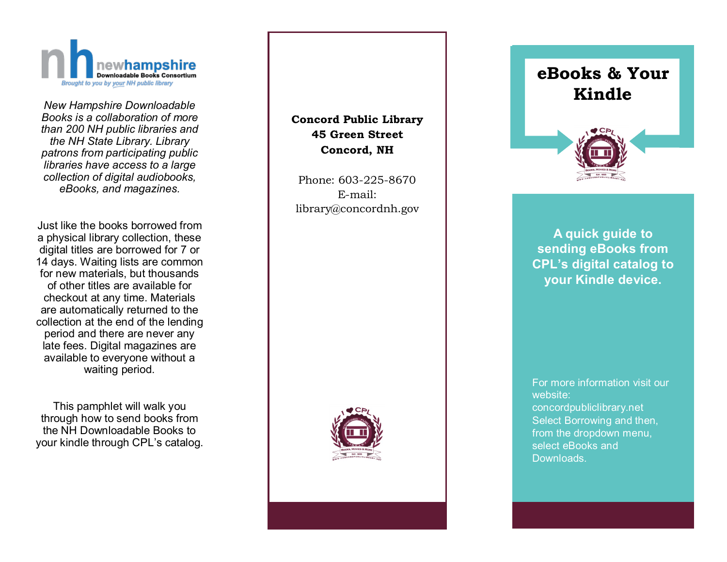newhampshire Downloadable Books Consortium
*Brought to you by your NH public library*

*New Hampshire Downloadable Books is a collaboration of more than 200 NH public libraries and the NH State Library. Library patrons from participating public libraries have access to a large collection of digital audiobooks, eBooks, and magazines.*

Just like the books borrowed from a physical library collection, these digital titles are borrowed for 7 or 14 days. Waiting lists are common for new materials, but thousands of other titles are available for checkout at any time. Materials are automatically returned to the collection at the end of the lending period and there are never any late fees. Digital magazines are available to everyone without a waiting period.

This pamphlet will walk you through how to send books from the NH Downloadable Books to your kindle through CPL's catalog.

**Concord Public Library**
**45 Green Street**
**Concord, NH**

Phone: 603-225-8670
E-mail: library@concordnh.gov

# eBooks & Your Kindle

**A quick guide to sending eBooks from CPL's digital catalog to your Kindle device.**

For more information visit our website: concordpubliclibrary.net Select Borrowing and then, from the dropdown menu, select eBooks and Downloads.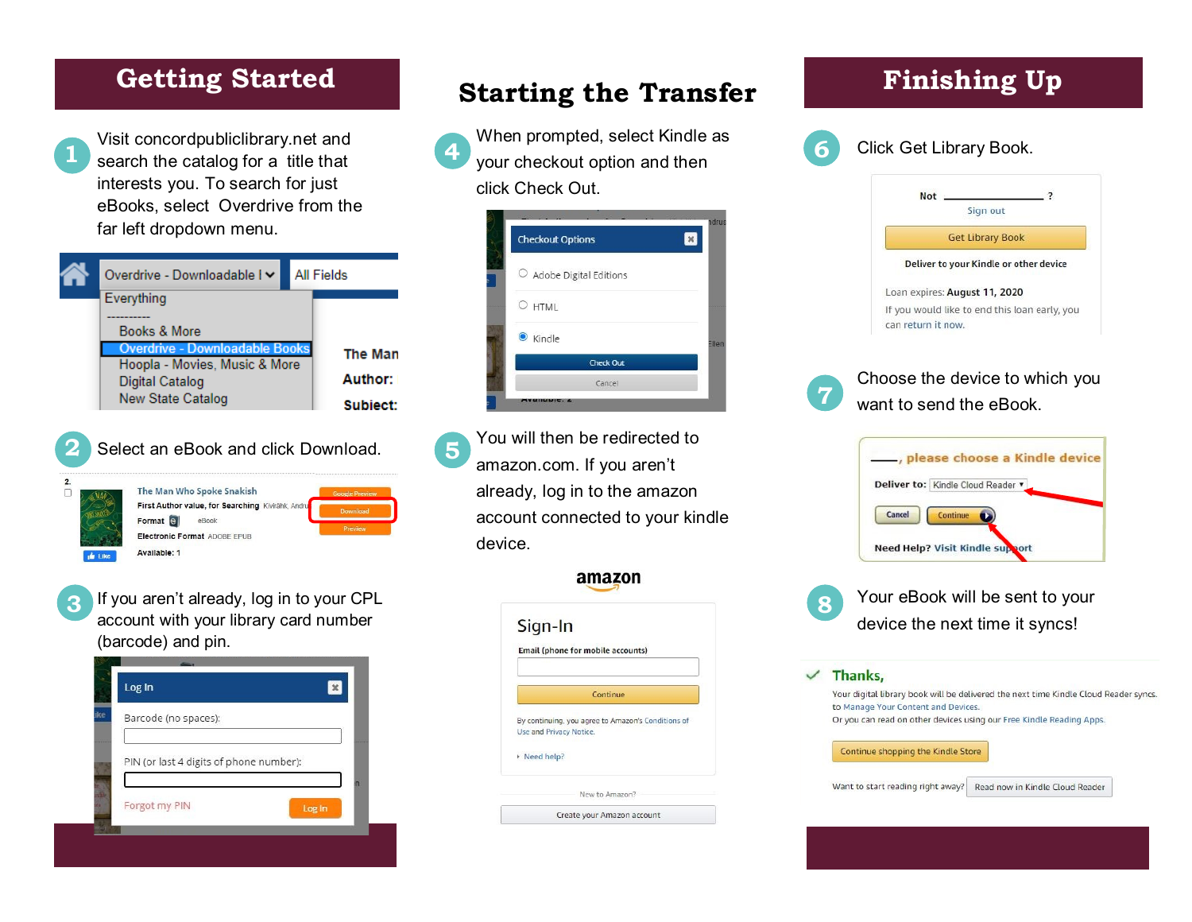## Getting Started

1. Visit concordpubliclibrary.net and search the catalog for a title that interests you. To search for just eBooks, select Overdrive from the far left dropdown menu.

2. Select an eBook and click Download.

3. If you aren't already, log in to your CPL account with your library card number (barcode) and pin.

## Starting the Transfer

4. When prompted, select Kindle as your checkout option and then click Check Out.

5. You will then be redirected to amazon.com. If you aren't already, log in to the amazon account connected to your kindle device.

## Finishing Up

6. Click Get Library Book.

7. Choose the device to which you want to send the eBook.

8. Your eBook will be sent to your device the next time it syncs!